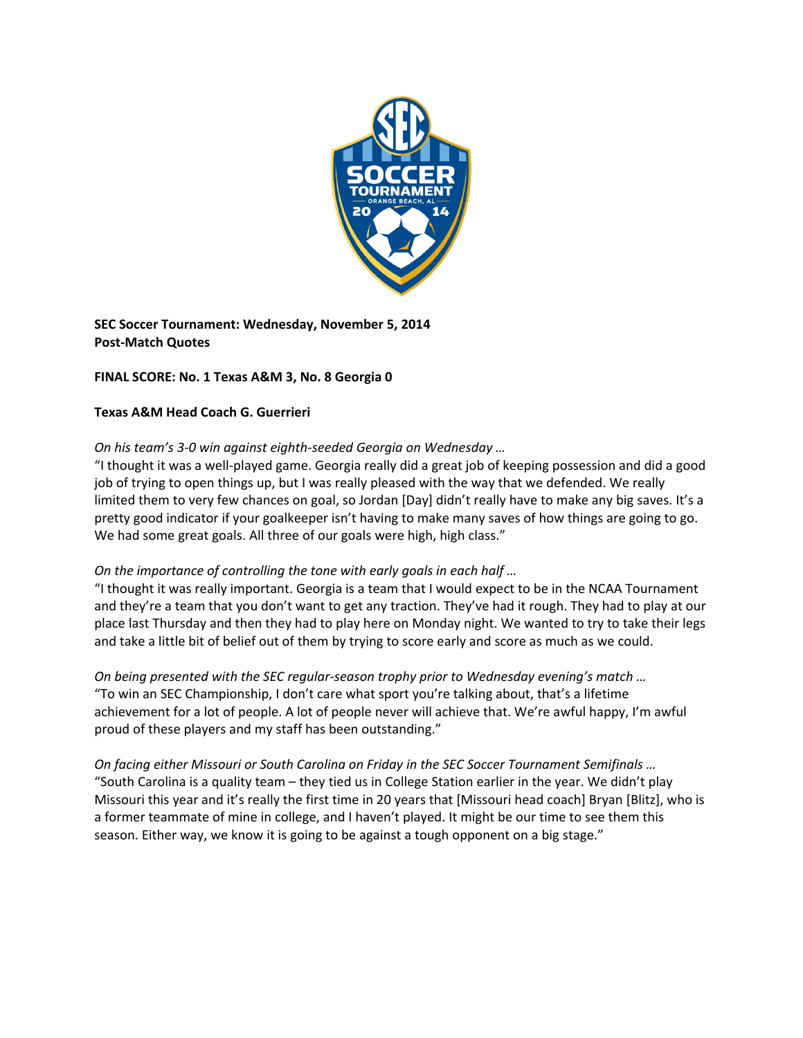**SEC Soccer Tournament: Wednesday, November 5, 2014**
**Post-Match Quotes**

**FINAL SCORE: No. 1 Texas A&M 3, No. 8 Georgia 0**

**Texas A&M Head Coach G. Guerrieri**

*On his team's 3-0 win against eighth-seeded Georgia on Wednesday …*
"I thought it was a well-played game. Georgia really did a great job of keeping possession and did a good job of trying to open things up, but I was really pleased with the way that we defended. We really limited them to very few chances on goal, so Jordan [Day] didn't really have to make any big saves. It's a pretty good indicator if your goalkeeper isn't having to make many saves of how things are going to go. We had some great goals. All three of our goals were high, high class."

*On the importance of controlling the tone with early goals in each half …*
"I thought it was really important. Georgia is a team that I would expect to be in the NCAA Tournament and they're a team that you don't want to get any traction. They've had it rough. They had to play at our place last Thursday and then they had to play here on Monday night. We wanted to try to take their legs and take a little bit of belief out of them by trying to score early and score as much as we could.

*On being presented with the SEC regular-season trophy prior to Wednesday evening's match …*
"To win an SEC Championship, I don't care what sport you're talking about, that's a lifetime achievement for a lot of people. A lot of people never will achieve that. We're awful happy, I'm awful proud of these players and my staff has been outstanding."

*On facing either Missouri or South Carolina on Friday in the SEC Soccer Tournament Semifinals …*
"South Carolina is a quality team – they tied us in College Station earlier in the year. We didn't play Missouri this year and it's really the first time in 20 years that [Missouri head coach] Bryan [Blitz], who is a former teammate of mine in college, and I haven't played. It might be our time to see them this season. Either way, we know it is going to be against a tough opponent on a big stage."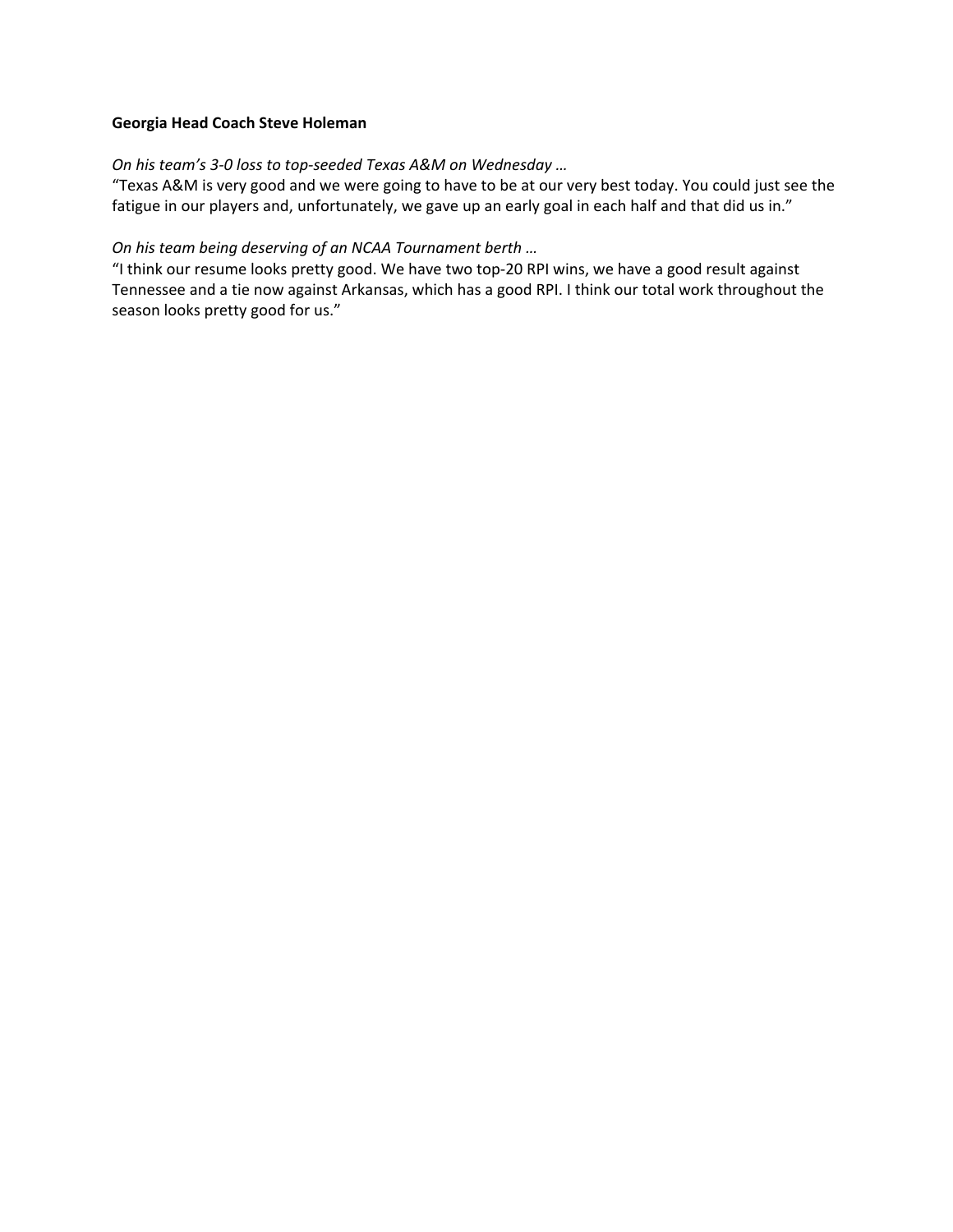**Georgia Head Coach Steve Holeman**

*On his team's 3-0 loss to top-seeded Texas A&M on Wednesday …*
"Texas A&M is very good and we were going to have to be at our very best today. You could just see the fatigue in our players and, unfortunately, we gave up an early goal in each half and that did us in."

*On his team being deserving of an NCAA Tournament berth …*
"I think our resume looks pretty good. We have two top-20 RPI wins, we have a good result against Tennessee and a tie now against Arkansas, which has a good RPI. I think our total work throughout the season looks pretty good for us."